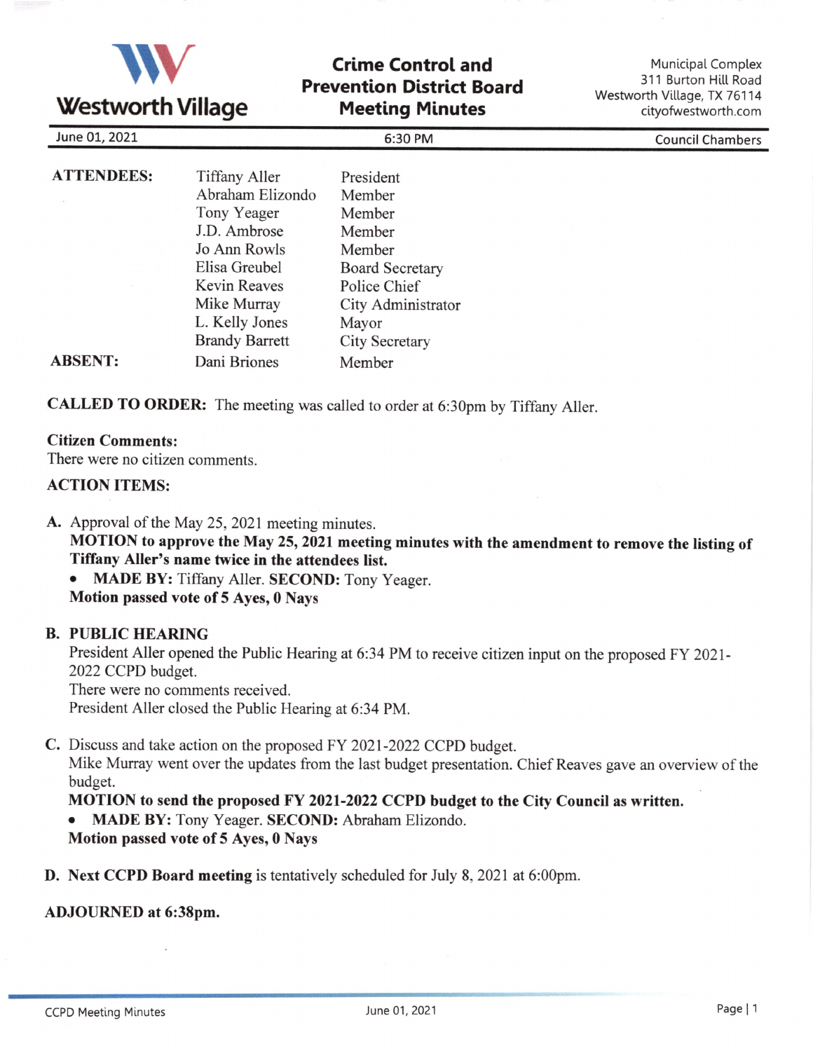**Westworth Village**

# Crime Control and Prevention District Board Meeting Minutes

Municipal Complex
311 Burton Hill Road
Westworth Village, TX 76114
cityofwestworth.com

June 01, 2021 | 6:30 PM | Council Chambers

| | | |
|---|---|---|
| **ATTENDEES:** | Tiffany Aller | President |
| | Abraham Elizondo | Member |
| | Tony Yeager | Member |
| | J.D. Ambrose | Member |
| | Jo Ann Rowls | Member |
| | Elisa Greubel | Board Secretary |
| | Kevin Reaves | Police Chief |
| | Mike Murray | City Administrator |
| | L. Kelly Jones | Mayor |
| | Brandy Barrett | City Secretary |
| **ABSENT:** | Dani Briones | Member |

**CALLED TO ORDER:** The meeting was called to order at 6:30pm by Tiffany Aller.

**Citizen Comments:**
There were no citizen comments.

**ACTION ITEMS:**

**A.** Approval of the May 25, 2021 meeting minutes.
**MOTION to approve the May 25, 2021 meeting minutes with the amendment to remove the listing of Tiffany Aller's name twice in the attendees list.**
- **MADE BY:** Tiffany Aller. **SECOND:** Tony Yeager.

**Motion passed vote of 5 Ayes, 0 Nays**

**B. PUBLIC HEARING**
President Aller opened the Public Hearing at 6:34 PM to receive citizen input on the proposed FY 2021-2022 CCPD budget.
There were no comments received.
President Aller closed the Public Hearing at 6:34 PM.

**C.** Discuss and take action on the proposed FY 2021-2022 CCPD budget.
Mike Murray went over the updates from the last budget presentation. Chief Reaves gave an overview of the budget.
**MOTION to send the proposed FY 2021-2022 CCPD budget to the City Council as written.**
- **MADE BY:** Tony Yeager. **SECOND:** Abraham Elizondo.

**Motion passed vote of 5 Ayes, 0 Nays**

**D. Next CCPD Board meeting** is tentatively scheduled for July 8, 2021 at 6:00pm.

**ADJOURNED at 6:38pm.**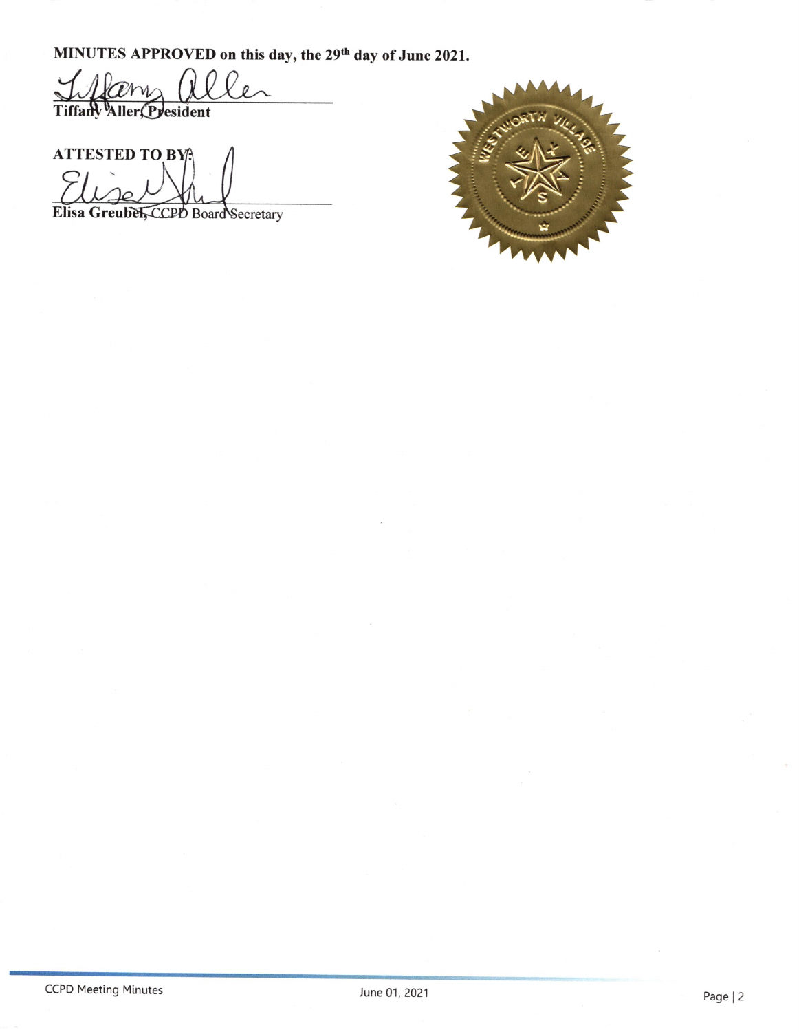**MINUTES APPROVED on this day, the 29th day of June 2021.**

**Tiffany Aller, President**

**ATTESTED TO BY:**

**Elisa Greubel,** CCPD Board Secretary